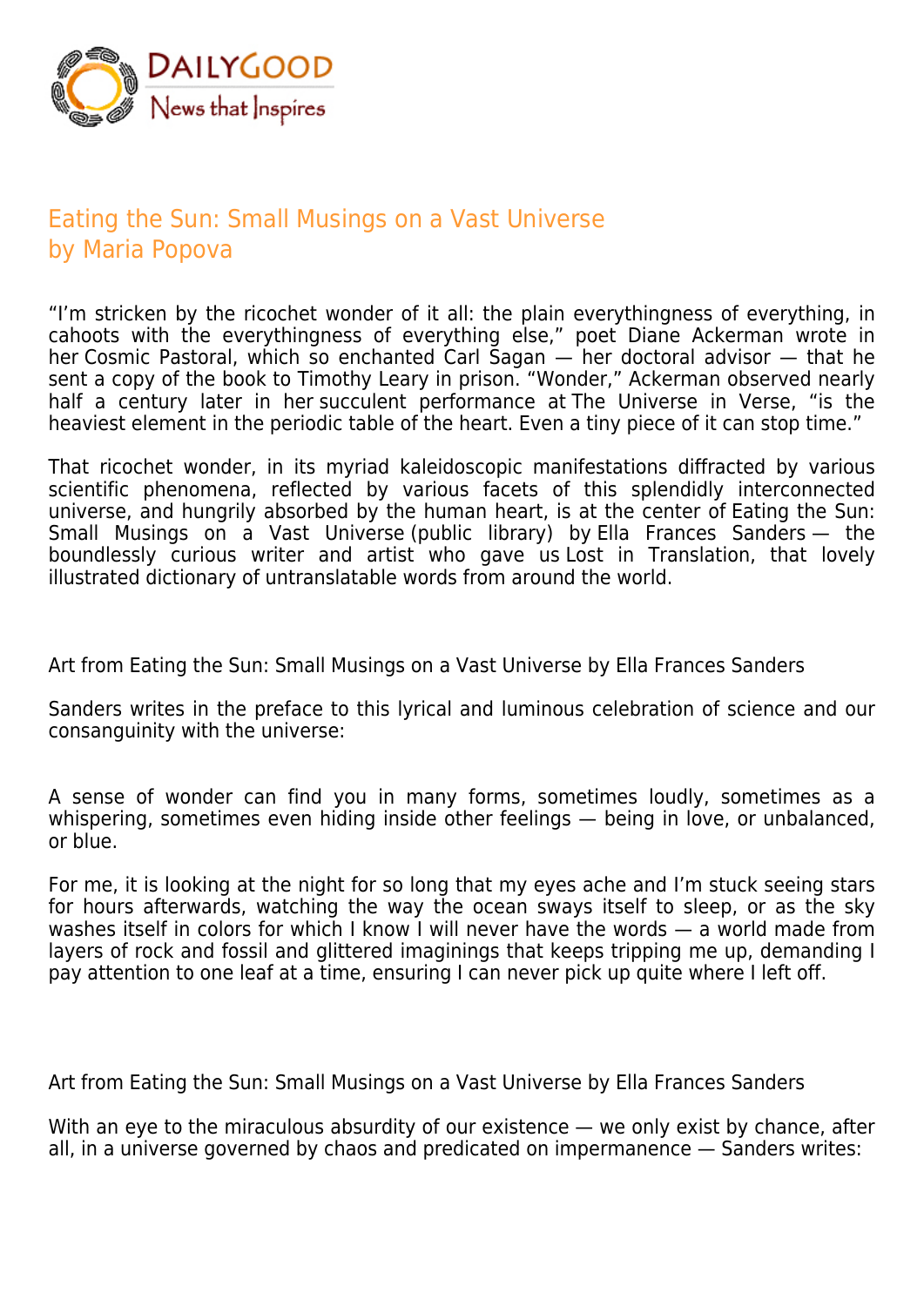# Eating the Sun: Small Musings on a Vast Universe
by Maria Popova

"I'm stricken by the ricochet wonder of it all: the plain everythingness of everything, in cahoots with the everythingness of everything else," poet Diane Ackerman wrote in her Cosmic Pastoral, which so enchanted Carl Sagan — her doctoral advisor — that he sent a copy of the book to Timothy Leary in prison. "Wonder," Ackerman observed nearly half a century later in her succulent performance at The Universe in Verse, "is the heaviest element in the periodic table of the heart. Even a tiny piece of it can stop time."

That ricochet wonder, in its myriad kaleidoscopic manifestations diffracted by various scientific phenomena, reflected by various facets of this splendidly interconnected universe, and hungrily absorbed by the human heart, is at the center of Eating the Sun: Small Musings on a Vast Universe (public library) by Ella Frances Sanders — the boundlessly curious writer and artist who gave us Lost in Translation, that lovely illustrated dictionary of untranslatable words from around the world.

Art from Eating the Sun: Small Musings on a Vast Universe by Ella Frances Sanders

Sanders writes in the preface to this lyrical and luminous celebration of science and our consanguinity with the universe:

> A sense of wonder can find you in many forms, sometimes loudly, sometimes as a whispering, sometimes even hiding inside other feelings — being in love, or unbalanced, or blue.
>
> For me, it is looking at the night for so long that my eyes ache and I'm stuck seeing stars for hours afterwards, watching the way the ocean sways itself to sleep, or as the sky washes itself in colors for which I know I will never have the words — a world made from layers of rock and fossil and glittered imaginings that keeps tripping me up, demanding I pay attention to one leaf at a time, ensuring I can never pick up quite where I left off.

Art from Eating the Sun: Small Musings on a Vast Universe by Ella Frances Sanders

With an eye to the miraculous absurdity of our existence — we only exist by chance, after all, in a universe governed by chaos and predicated on impermanence — Sanders writes: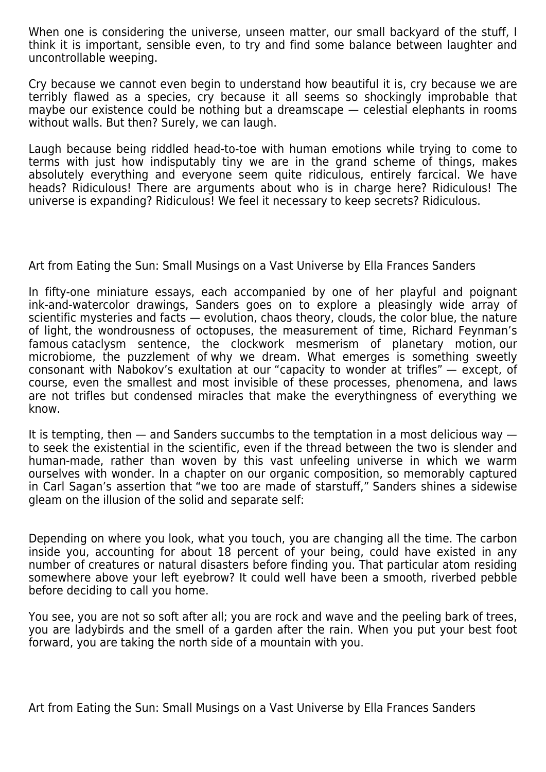When one is considering the universe, unseen matter, our small backyard of the stuff, I think it is important, sensible even, to try and find some balance between laughter and uncontrollable weeping.

Cry because we cannot even begin to understand how beautiful it is, cry because we are terribly flawed as a species, cry because it all seems so shockingly improbable that maybe our existence could be nothing but a dreamscape — celestial elephants in rooms without walls. But then? Surely, we can laugh.

Laugh because being riddled head-to-toe with human emotions while trying to come to terms with just how indisputably tiny we are in the grand scheme of things, makes absolutely everything and everyone seem quite ridiculous, entirely farcical. We have heads? Ridiculous! There are arguments about who is in charge here? Ridiculous! The universe is expanding? Ridiculous! We feel it necessary to keep secrets? Ridiculous.

Art from Eating the Sun: Small Musings on a Vast Universe by Ella Frances Sanders

In fifty-one miniature essays, each accompanied by one of her playful and poignant ink-and-watercolor drawings, Sanders goes on to explore a pleasingly wide array of scientific mysteries and facts — evolution, chaos theory, clouds, the color blue, the nature of light, the wondrousness of octopuses, the measurement of time, Richard Feynman's famous cataclysm sentence, the clockwork mesmerism of planetary motion, our microbiome, the puzzlement of why we dream. What emerges is something sweetly consonant with Nabokov's exultation at our "capacity to wonder at trifles" — except, of course, even the smallest and most invisible of these processes, phenomena, and laws are not trifles but condensed miracles that make the everythingness of everything we know.

It is tempting, then — and Sanders succumbs to the temptation in a most delicious way — to seek the existential in the scientific, even if the thread between the two is slender and human-made, rather than woven by this vast unfeeling universe in which we warm ourselves with wonder. In a chapter on our organic composition, so memorably captured in Carl Sagan's assertion that "we too are made of starstuff," Sanders shines a sidewise gleam on the illusion of the solid and separate self:

Depending on where you look, what you touch, you are changing all the time. The carbon inside you, accounting for about 18 percent of your being, could have existed in any number of creatures or natural disasters before finding you. That particular atom residing somewhere above your left eyebrow? It could well have been a smooth, riverbed pebble before deciding to call you home.

You see, you are not so soft after all; you are rock and wave and the peeling bark of trees, you are ladybirds and the smell of a garden after the rain. When you put your best foot forward, you are taking the north side of a mountain with you.

Art from Eating the Sun: Small Musings on a Vast Universe by Ella Frances Sanders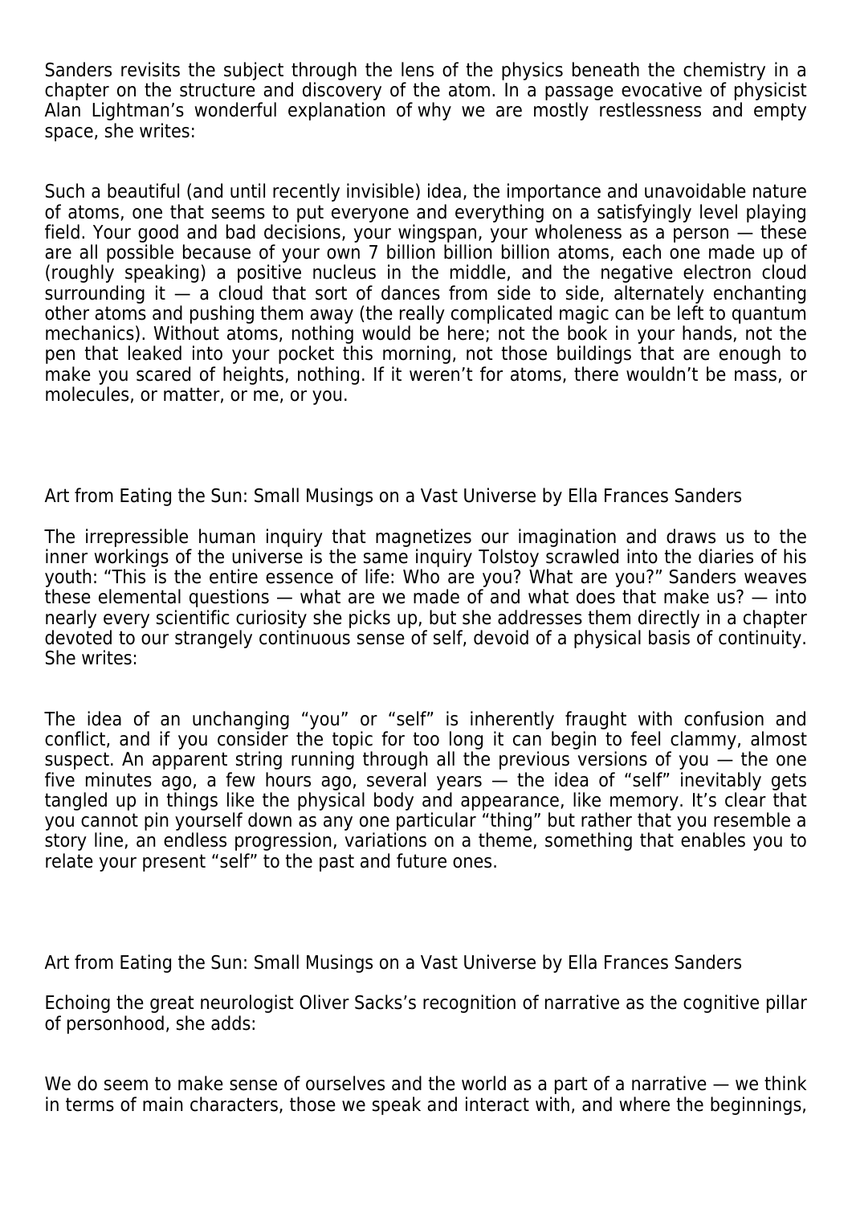Sanders revisits the subject through the lens of the physics beneath the chemistry in a chapter on the structure and discovery of the atom. In a passage evocative of physicist Alan Lightman's wonderful explanation of why we are mostly restlessness and empty space, she writes:

> Such a beautiful (and until recently invisible) idea, the importance and unavoidable nature of atoms, one that seems to put everyone and everything on a satisfyingly level playing field. Your good and bad decisions, your wingspan, your wholeness as a person — these are all possible because of your own 7 billion billion billion atoms, each one made up of (roughly speaking) a positive nucleus in the middle, and the negative electron cloud surrounding it — a cloud that sort of dances from side to side, alternately enchanting other atoms and pushing them away (the really complicated magic can be left to quantum mechanics). Without atoms, nothing would be here; not the book in your hands, not the pen that leaked into your pocket this morning, not those buildings that are enough to make you scared of heights, nothing. If it weren't for atoms, there wouldn't be mass, or molecules, or matter, or me, or you.

Art from Eating the Sun: Small Musings on a Vast Universe by Ella Frances Sanders

The irrepressible human inquiry that magnetizes our imagination and draws us to the inner workings of the universe is the same inquiry Tolstoy scrawled into the diaries of his youth: "This is the entire essence of life: Who are you? What are you?" Sanders weaves these elemental questions — what are we made of and what does that make us? — into nearly every scientific curiosity she picks up, but she addresses them directly in a chapter devoted to our strangely continuous sense of self, devoid of a physical basis of continuity. She writes:

> The idea of an unchanging "you" or "self" is inherently fraught with confusion and conflict, and if you consider the topic for too long it can begin to feel clammy, almost suspect. An apparent string running through all the previous versions of you — the one five minutes ago, a few hours ago, several years — the idea of "self" inevitably gets tangled up in things like the physical body and appearance, like memory. It's clear that you cannot pin yourself down as any one particular "thing" but rather that you resemble a story line, an endless progression, variations on a theme, something that enables you to relate your present "self" to the past and future ones.

Art from Eating the Sun: Small Musings on a Vast Universe by Ella Frances Sanders

Echoing the great neurologist Oliver Sacks's recognition of narrative as the cognitive pillar of personhood, she adds:

> We do seem to make sense of ourselves and the world as a part of a narrative — we think in terms of main characters, those we speak and interact with, and where the beginnings,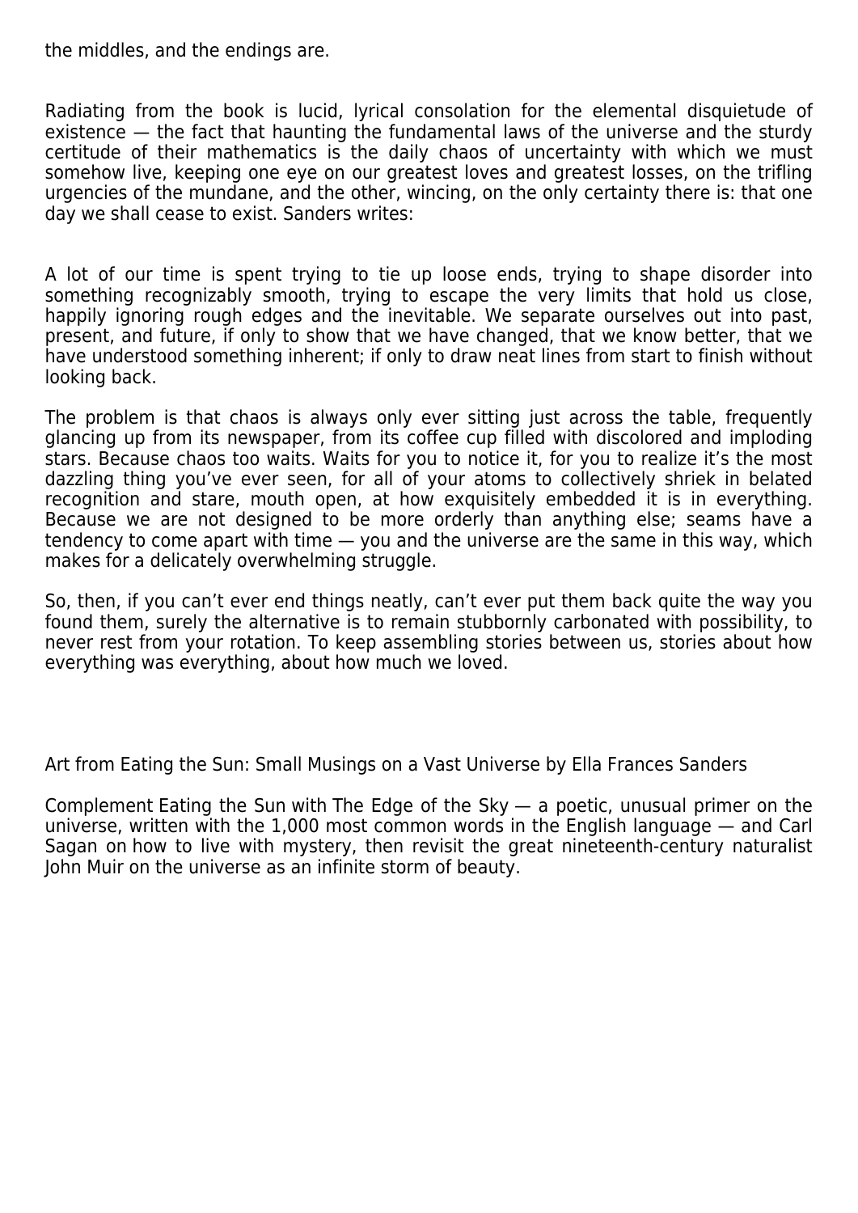the middles, and the endings are.

Radiating from the book is lucid, lyrical consolation for the elemental disquietude of existence — the fact that haunting the fundamental laws of the universe and the sturdy certitude of their mathematics is the daily chaos of uncertainty with which we must somehow live, keeping one eye on our greatest loves and greatest losses, on the trifling urgencies of the mundane, and the other, wincing, on the only certainty there is: that one day we shall cease to exist. Sanders writes:

A lot of our time is spent trying to tie up loose ends, trying to shape disorder into something recognizably smooth, trying to escape the very limits that hold us close, happily ignoring rough edges and the inevitable. We separate ourselves out into past, present, and future, if only to show that we have changed, that we know better, that we have understood something inherent; if only to draw neat lines from start to finish without looking back.

The problem is that chaos is always only ever sitting just across the table, frequently glancing up from its newspaper, from its coffee cup filled with discolored and imploding stars. Because chaos too waits. Waits for you to notice it, for you to realize it's the most dazzling thing you've ever seen, for all of your atoms to collectively shriek in belated recognition and stare, mouth open, at how exquisitely embedded it is in everything. Because we are not designed to be more orderly than anything else; seams have a tendency to come apart with time — you and the universe are the same in this way, which makes for a delicately overwhelming struggle.

So, then, if you can't ever end things neatly, can't ever put them back quite the way you found them, surely the alternative is to remain stubbornly carbonated with possibility, to never rest from your rotation. To keep assembling stories between us, stories about how everything was everything, about how much we loved.

Art from Eating the Sun: Small Musings on a Vast Universe by Ella Frances Sanders

Complement Eating the Sun with The Edge of the Sky — a poetic, unusual primer on the universe, written with the 1,000 most common words in the English language — and Carl Sagan on how to live with mystery, then revisit the great nineteenth-century naturalist John Muir on the universe as an infinite storm of beauty.